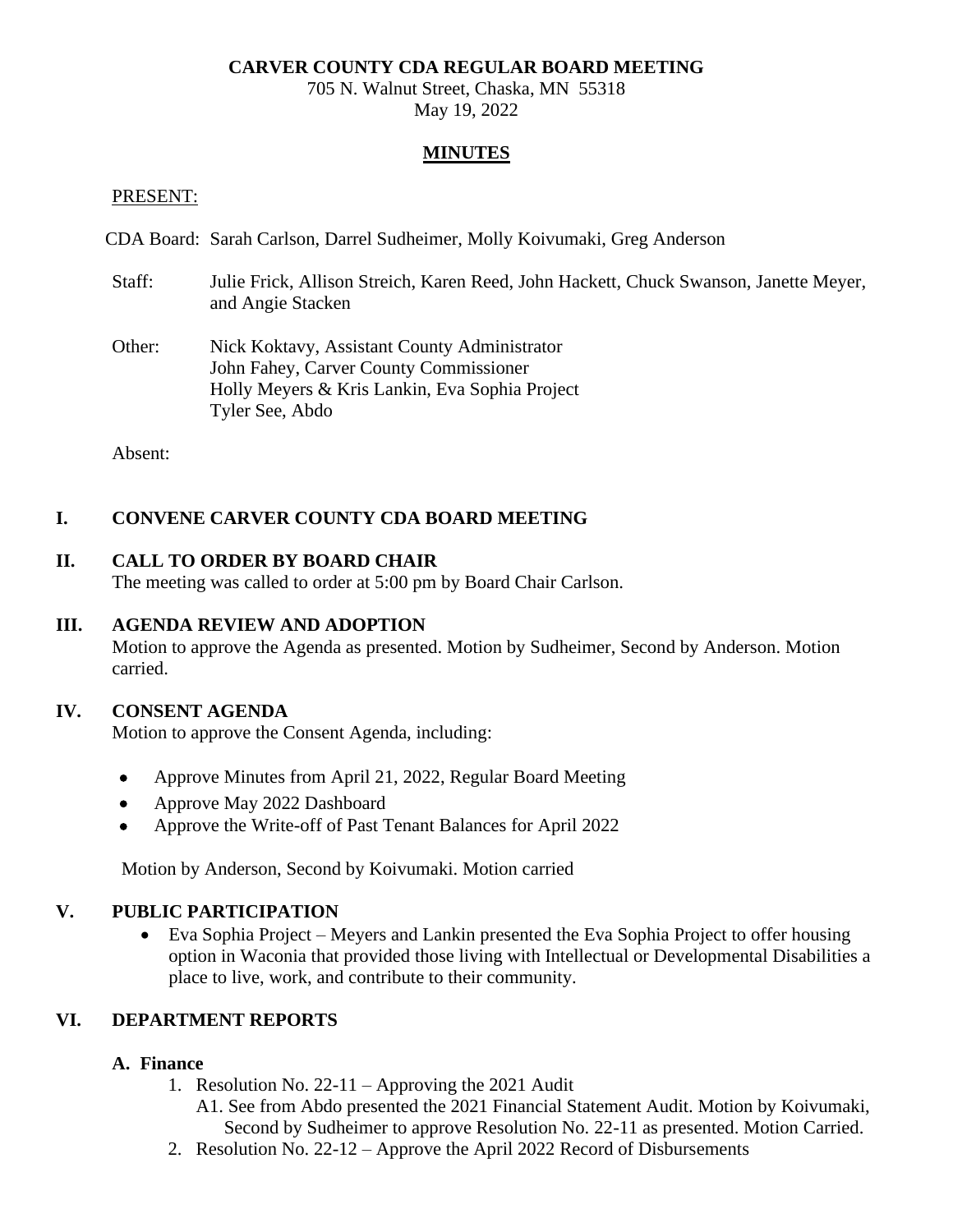**CARVER COUNTY CDA REGULAR BOARD MEETING**

705 N. Walnut Street, Chaska, MN 55318

May 19, 2022

# MINUTES

PRESENT:

CDA Board: Sarah Carlson, Darrel Sudheimer, Molly Koivumaki, Greg Anderson

Staff: Julie Frick, Allison Streich, Karen Reed, John Hackett, Chuck Swanson, Janette Meyer, and Angie Stacken

Other: Nick Koktavy, Assistant County Administrator
John Fahey, Carver County Commissioner
Holly Meyers & Kris Lankin, Eva Sophia Project
Tyler See, Abdo

Absent:

## I. CONVENE CARVER COUNTY CDA BOARD MEETING

## II. CALL TO ORDER BY BOARD CHAIR

The meeting was called to order at 5:00 pm by Board Chair Carlson.

## III. AGENDA REVIEW AND ADOPTION

Motion to approve the Agenda as presented. Motion by Sudheimer, Second by Anderson. Motion carried.

## IV. CONSENT AGENDA

Motion to approve the Consent Agenda, including:

- Approve Minutes from April 21, 2022, Regular Board Meeting
- Approve May 2022 Dashboard
- Approve the Write-off of Past Tenant Balances for April 2022

Motion by Anderson, Second by Koivumaki. Motion carried

## V. PUBLIC PARTICIPATION

- Eva Sophia Project – Meyers and Lankin presented the Eva Sophia Project to offer housing option in Waconia that provided those living with Intellectual or Developmental Disabilities a place to live, work, and contribute to their community.

## VI. DEPARTMENT REPORTS

### A. Finance

1. Resolution No. 22-11 – Approving the 2021 Audit
   A1. See from Abdo presented the 2021 Financial Statement Audit. Motion by Koivumaki, Second by Sudheimer to approve Resolution No. 22-11 as presented. Motion Carried.
2. Resolution No. 22-12 – Approve the April 2022 Record of Disbursements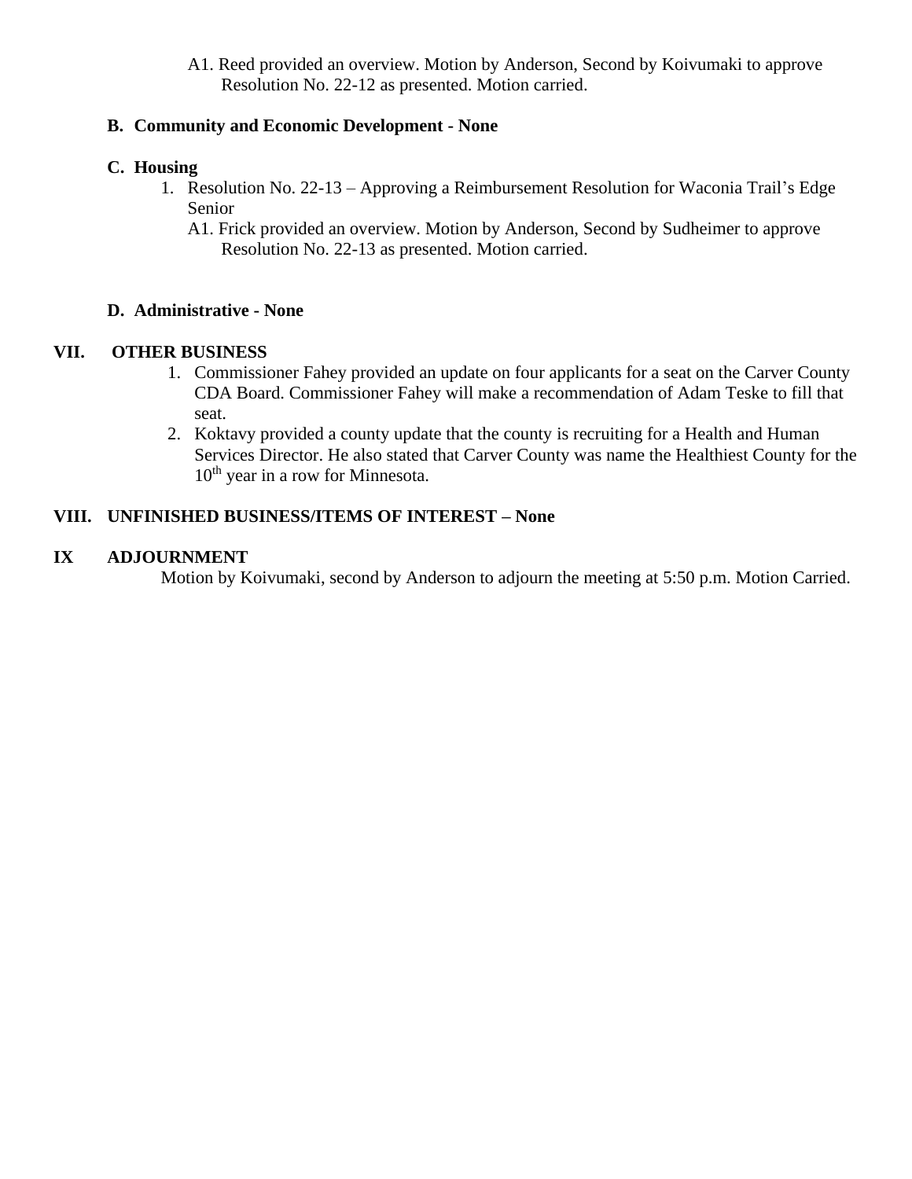A1. Reed provided an overview. Motion by Anderson, Second by Koivumaki to approve Resolution No. 22-12 as presented. Motion carried.

**B. Community and Economic Development - None**

**C. Housing**

1. Resolution No. 22-13 – Approving a Reimbursement Resolution for Waconia Trail's Edge Senior

   A1. Frick provided an overview. Motion by Anderson, Second by Sudheimer to approve Resolution No. 22-13 as presented. Motion carried.

**D. Administrative - None**

## VII. OTHER BUSINESS

1. Commissioner Fahey provided an update on four applicants for a seat on the Carver County CDA Board. Commissioner Fahey will make a recommendation of Adam Teske to fill that seat.
2. Koktavy provided a county update that the county is recruiting for a Health and Human Services Director. He also stated that Carver County was name the Healthiest County for the 10th year in a row for Minnesota.

## VIII. UNFINISHED BUSINESS/ITEMS OF INTEREST – None

## IX ADJOURNMENT

Motion by Koivumaki, second by Anderson to adjourn the meeting at 5:50 p.m. Motion Carried.